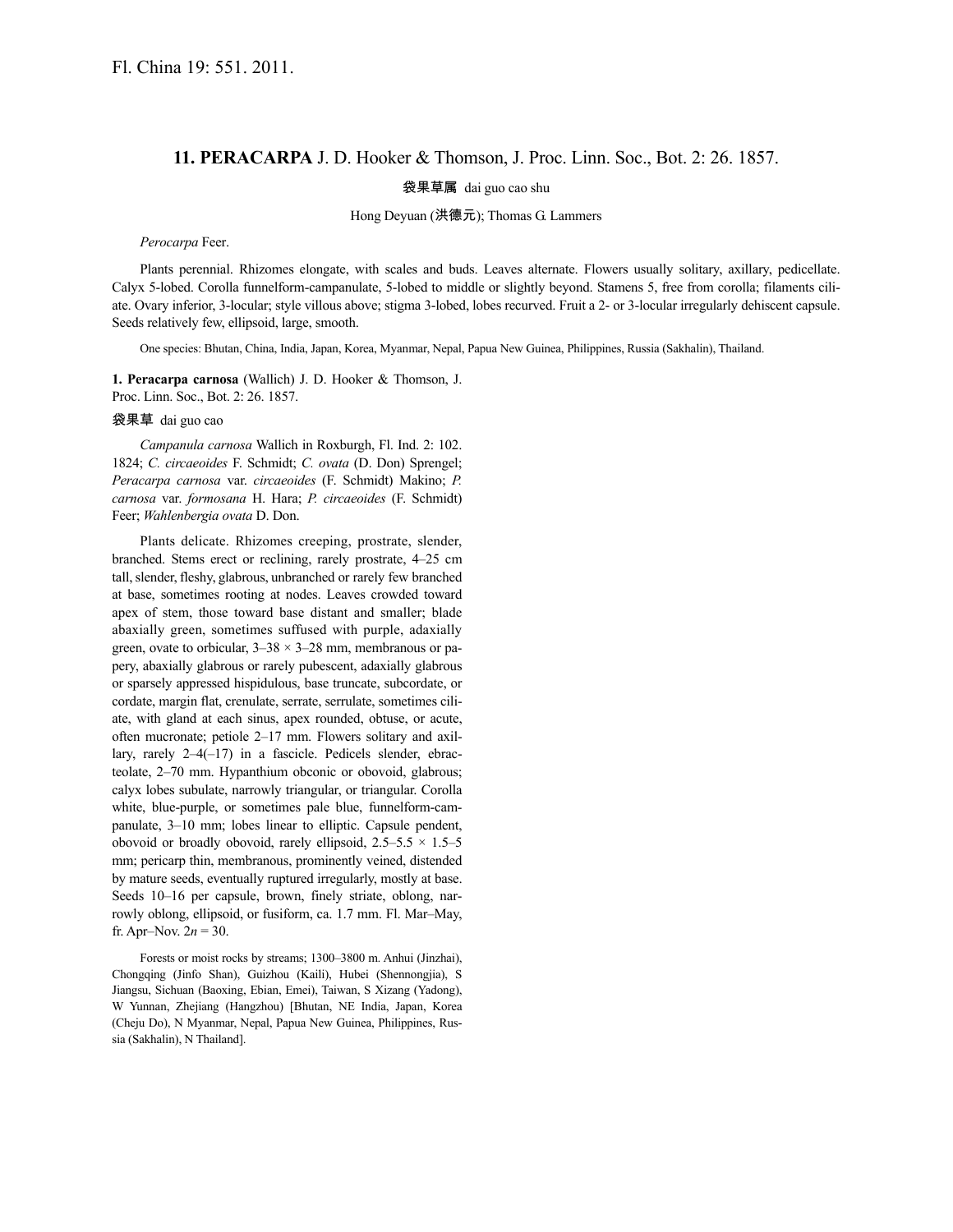Fl. China 19: 551. 2011.

## 11. **PERACARPA** J. D. Hooker & Thomson, J. Proc. Linn. Soc., Bot. 2: 26. 1857.

袋果草属 dai guo cao shu

Hong Deyuan (洪德元); Thomas G. Lammers

*Perocarpa* Feer.

Plants perennial. Rhizomes elongate, with scales and buds. Leaves alternate. Flowers usually solitary, axillary, pedicellate. Calyx 5-lobed. Corolla funnelform-campanulate, 5-lobed to middle or slightly beyond. Stamens 5, free from corolla; filaments ciliate. Ovary inferior, 3-locular; style villous above; stigma 3-lobed, lobes recurved. Fruit a 2- or 3-locular irregularly dehiscent capsule. Seeds relatively few, ellipsoid, large, smooth.

One species: Bhutan, China, India, Japan, Korea, Myanmar, Nepal, Papua New Guinea, Philippines, Russia (Sakhalin), Thailand.

**1. Peracarpa carnosa** (Wallich) J. D. Hooker & Thomson, J. Proc. Linn. Soc., Bot. 2: 26. 1857.

袋果草 dai guo cao

*Campanula carnosa* Wallich in Roxburgh, Fl. Ind. 2: 102. 1824; *C. circaeoides* F. Schmidt; *C. ovata* (D. Don) Sprengel; *Peracarpa carnosa* var. *circaeoides* (F. Schmidt) Makino; *P. carnosa* var. *formosana* H. Hara; *P. circaeoides* (F. Schmidt) Feer; *Wahlenbergia ovata* D. Don.

Plants delicate. Rhizomes creeping, prostrate, slender, branched. Stems erect or reclining, rarely prostrate, 4–25 cm tall, slender, fleshy, glabrous, unbranched or rarely few branched at base, sometimes rooting at nodes. Leaves crowded toward apex of stem, those toward base distant and smaller; blade abaxially green, sometimes suffused with purple, adaxially green, ovate to orbicular, 3–38 × 3–28 mm, membranous or papery, abaxially glabrous or rarely pubescent, adaxially glabrous or sparsely appressed hispidulous, base truncate, subcordate, or cordate, margin flat, crenulate, serrate, serrulate, sometimes ciliate, with gland at each sinus, apex rounded, obtuse, or acute, often mucronate; petiole 2–17 mm. Flowers solitary and axillary, rarely 2–4(–17) in a fascicle. Pedicels slender, ebracteolate, 2–70 mm. Hypanthium obconic or obovoid, glabrous; calyx lobes subulate, narrowly triangular, or triangular. Corolla white, blue-purple, or sometimes pale blue, funnelform-campanulate, 3–10 mm; lobes linear to elliptic. Capsule pendent, obovoid or broadly obovoid, rarely ellipsoid, 2.5–5.5 × 1.5–5 mm; pericarp thin, membranous, prominently veined, distended by mature seeds, eventually ruptured irregularly, mostly at base. Seeds 10–16 per capsule, brown, finely striate, oblong, narrowly oblong, ellipsoid, or fusiform, ca. 1.7 mm. Fl. Mar–May, fr. Apr–Nov. $2n = 30$.

Forests or moist rocks by streams; 1300–3800 m. Anhui (Jinzhai), Chongqing (Jinfo Shan), Guizhou (Kaili), Hubei (Shennongjia), S Jiangsu, Sichuan (Baoxing, Ebian, Emei), Taiwan, S Xizang (Yadong), W Yunnan, Zhejiang (Hangzhou) [Bhutan, NE India, Japan, Korea (Cheju Do), N Myanmar, Nepal, Papua New Guinea, Philippines, Russia (Sakhalin), N Thailand].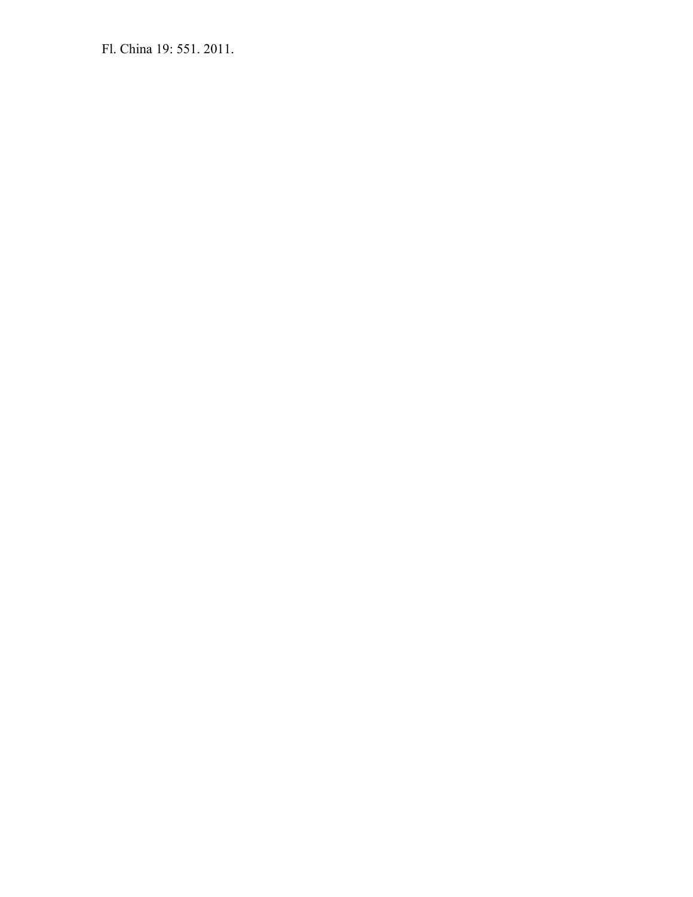Fl. China 19: 551. 2011.